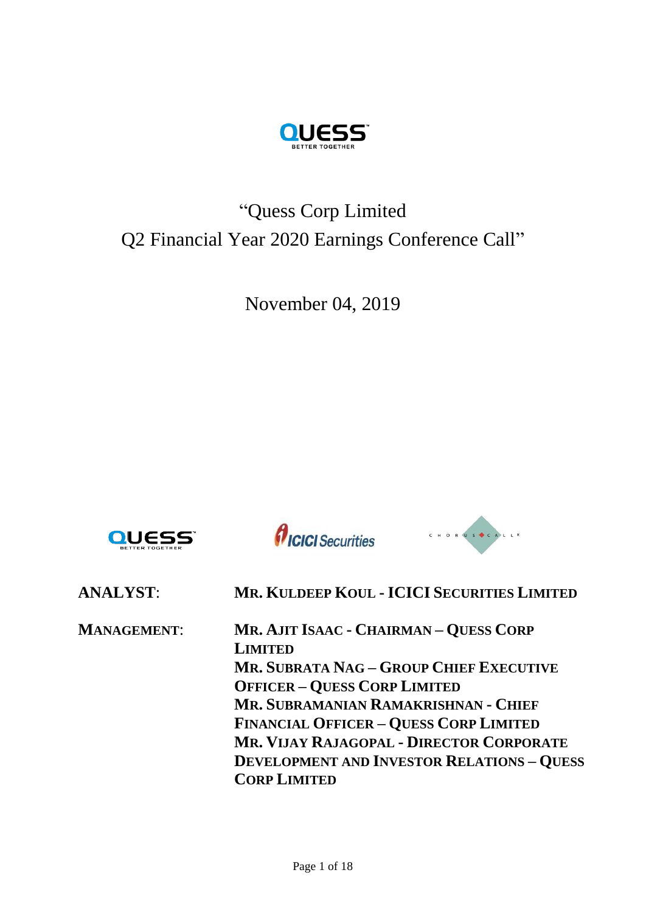# "Quess Corp Limited Q2 Financial Year 2020 Earnings Conference Call"

November 04, 2019

**ANALYST:** **MR. KULDEEP KOUL - ICICI SECURITIES LIMITED**

**MANAGEMENT:** **MR. AJIT ISAAC - CHAIRMAN – QUESS CORP LIMITED**
**MR. SUBRATA NAG – GROUP CHIEF EXECUTIVE OFFICER – QUESS CORP LIMITED**
**MR. SUBRAMANIAN RAMAKRISHNAN - CHIEF FINANCIAL OFFICER – QUESS CORP LIMITED**
**MR. VIJAY RAJAGOPAL - DIRECTOR CORPORATE DEVELOPMENT AND INVESTOR RELATIONS – QUESS CORP LIMITED**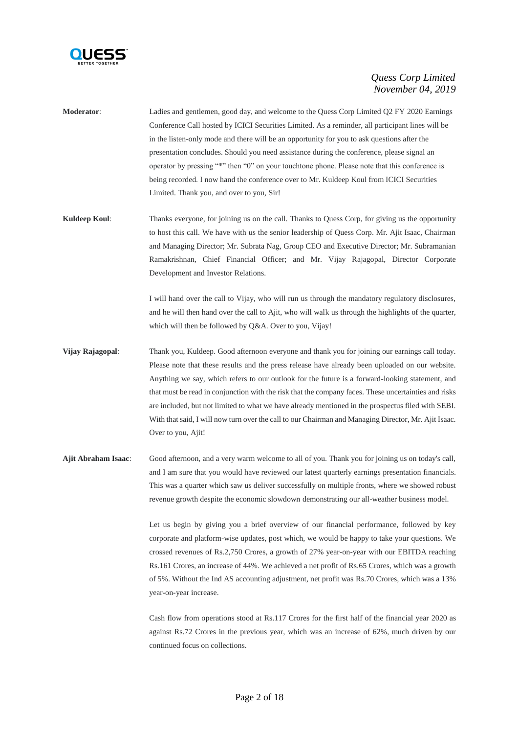**Moderator**: Ladies and gentlemen, good day, and welcome to the Quess Corp Limited Q2 FY 2020 Earnings Conference Call hosted by ICICI Securities Limited. As a reminder, all participant lines will be in the listen-only mode and there will be an opportunity for you to ask questions after the presentation concludes. Should you need assistance during the conference, please signal an operator by pressing "*" then "0" on your touchtone phone. Please note that this conference is being recorded. I now hand the conference over to Mr. Kuldeep Koul from ICICI Securities Limited. Thank you, and over to you, Sir!

**Kuldeep Koul**: Thanks everyone, for joining us on the call. Thanks to Quess Corp, for giving us the opportunity to host this call. We have with us the senior leadership of Quess Corp. Mr. Ajit Isaac, Chairman and Managing Director; Mr. Subrata Nag, Group CEO and Executive Director; Mr. Subramanian Ramakrishnan, Chief Financial Officer; and Mr. Vijay Rajagopal, Director Corporate Development and Investor Relations.

I will hand over the call to Vijay, who will run us through the mandatory regulatory disclosures, and he will then hand over the call to Ajit, who will walk us through the highlights of the quarter, which will then be followed by Q&A. Over to you, Vijay!

**Vijay Rajagopal**: Thank you, Kuldeep. Good afternoon everyone and thank you for joining our earnings call today. Please note that these results and the press release have already been uploaded on our website. Anything we say, which refers to our outlook for the future is a forward-looking statement, and that must be read in conjunction with the risk that the company faces. These uncertainties and risks are included, but not limited to what we have already mentioned in the prospectus filed with SEBI. With that said, I will now turn over the call to our Chairman and Managing Director, Mr. Ajit Isaac. Over to you, Ajit!

**Ajit Abraham Isaac**: Good afternoon, and a very warm welcome to all of you. Thank you for joining us on today's call, and I am sure that you would have reviewed our latest quarterly earnings presentation financials. This was a quarter which saw us deliver successfully on multiple fronts, where we showed robust revenue growth despite the economic slowdown demonstrating our all-weather business model.

Let us begin by giving you a brief overview of our financial performance, followed by key corporate and platform-wise updates, post which, we would be happy to take your questions. We crossed revenues of Rs.2,750 Crores, a growth of 27% year-on-year with our EBITDA reaching Rs.161 Crores, an increase of 44%. We achieved a net profit of Rs.65 Crores, which was a growth of 5%. Without the Ind AS accounting adjustment, net profit was Rs.70 Crores, which was a 13% year-on-year increase.

Cash flow from operations stood at Rs.117 Crores for the first half of the financial year 2020 as against Rs.72 Crores in the previous year, which was an increase of 62%, much driven by our continued focus on collections.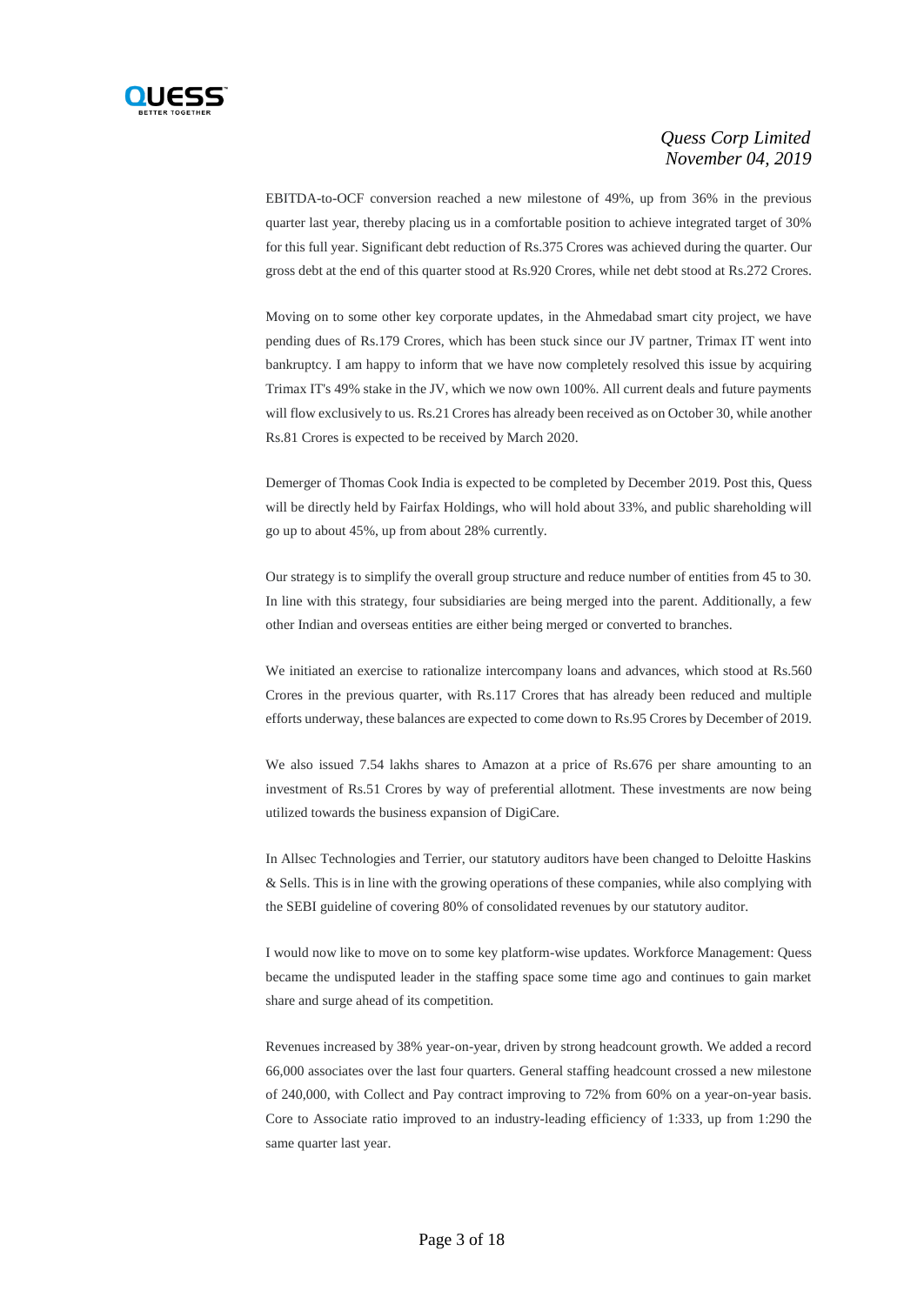EBITDA-to-OCF conversion reached a new milestone of 49%, up from 36% in the previous quarter last year, thereby placing us in a comfortable position to achieve integrated target of 30% for this full year. Significant debt reduction of Rs.375 Crores was achieved during the quarter. Our gross debt at the end of this quarter stood at Rs.920 Crores, while net debt stood at Rs.272 Crores.

Moving on to some other key corporate updates, in the Ahmedabad smart city project, we have pending dues of Rs.179 Crores, which has been stuck since our JV partner, Trimax IT went into bankruptcy. I am happy to inform that we have now completely resolved this issue by acquiring Trimax IT's 49% stake in the JV, which we now own 100%. All current deals and future payments will flow exclusively to us. Rs.21 Crores has already been received as on October 30, while another Rs.81 Crores is expected to be received by March 2020.

Demerger of Thomas Cook India is expected to be completed by December 2019. Post this, Quess will be directly held by Fairfax Holdings, who will hold about 33%, and public shareholding will go up to about 45%, up from about 28% currently.

Our strategy is to simplify the overall group structure and reduce number of entities from 45 to 30. In line with this strategy, four subsidiaries are being merged into the parent. Additionally, a few other Indian and overseas entities are either being merged or converted to branches.

We initiated an exercise to rationalize intercompany loans and advances, which stood at Rs.560 Crores in the previous quarter, with Rs.117 Crores that has already been reduced and multiple efforts underway, these balances are expected to come down to Rs.95 Crores by December of 2019.

We also issued 7.54 lakhs shares to Amazon at a price of Rs.676 per share amounting to an investment of Rs.51 Crores by way of preferential allotment. These investments are now being utilized towards the business expansion of DigiCare.

In Allsec Technologies and Terrier, our statutory auditors have been changed to Deloitte Haskins & Sells. This is in line with the growing operations of these companies, while also complying with the SEBI guideline of covering 80% of consolidated revenues by our statutory auditor.

I would now like to move on to some key platform-wise updates. Workforce Management: Quess became the undisputed leader in the staffing space some time ago and continues to gain market share and surge ahead of its competition.

Revenues increased by 38% year-on-year, driven by strong headcount growth. We added a record 66,000 associates over the last four quarters. General staffing headcount crossed a new milestone of 240,000, with Collect and Pay contract improving to 72% from 60% on a year-on-year basis. Core to Associate ratio improved to an industry-leading efficiency of 1:333, up from 1:290 the same quarter last year.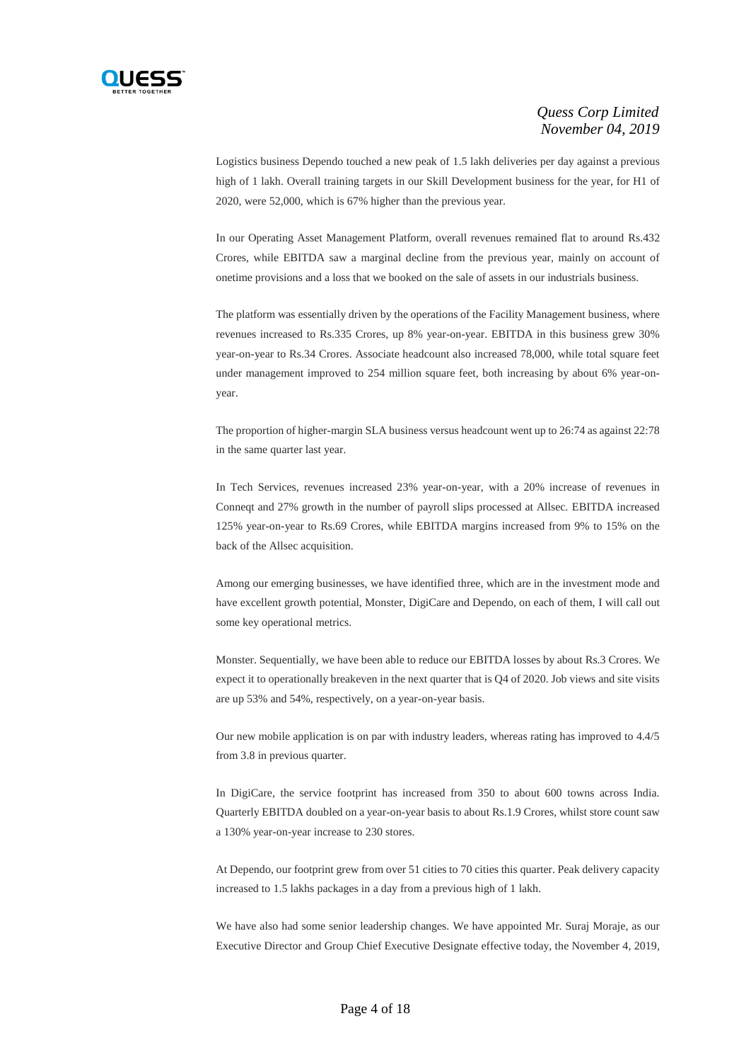Logistics business Dependo touched a new peak of 1.5 lakh deliveries per day against a previous high of 1 lakh. Overall training targets in our Skill Development business for the year, for H1 of 2020, were 52,000, which is 67% higher than the previous year.

In our Operating Asset Management Platform, overall revenues remained flat to around Rs.432 Crores, while EBITDA saw a marginal decline from the previous year, mainly on account of onetime provisions and a loss that we booked on the sale of assets in our industrials business.

The platform was essentially driven by the operations of the Facility Management business, where revenues increased to Rs.335 Crores, up 8% year-on-year. EBITDA in this business grew 30% year-on-year to Rs.34 Crores. Associate headcount also increased 78,000, while total square feet under management improved to 254 million square feet, both increasing by about 6% year-on-year.

The proportion of higher-margin SLA business versus headcount went up to 26:74 as against 22:78 in the same quarter last year.

In Tech Services, revenues increased 23% year-on-year, with a 20% increase of revenues in Conneqt and 27% growth in the number of payroll slips processed at Allsec. EBITDA increased 125% year-on-year to Rs.69 Crores, while EBITDA margins increased from 9% to 15% on the back of the Allsec acquisition.

Among our emerging businesses, we have identified three, which are in the investment mode and have excellent growth potential, Monster, DigiCare and Dependo, on each of them, I will call out some key operational metrics.

Monster. Sequentially, we have been able to reduce our EBITDA losses by about Rs.3 Crores. We expect it to operationally breakeven in the next quarter that is Q4 of 2020. Job views and site visits are up 53% and 54%, respectively, on a year-on-year basis.

Our new mobile application is on par with industry leaders, whereas rating has improved to 4.4/5 from 3.8 in previous quarter.

In DigiCare, the service footprint has increased from 350 to about 600 towns across India. Quarterly EBITDA doubled on a year-on-year basis to about Rs.1.9 Crores, whilst store count saw a 130% year-on-year increase to 230 stores.

At Dependo, our footprint grew from over 51 cities to 70 cities this quarter. Peak delivery capacity increased to 1.5 lakhs packages in a day from a previous high of 1 lakh.

We have also had some senior leadership changes. We have appointed Mr. Suraj Moraje, as our Executive Director and Group Chief Executive Designate effective today, the November 4, 2019,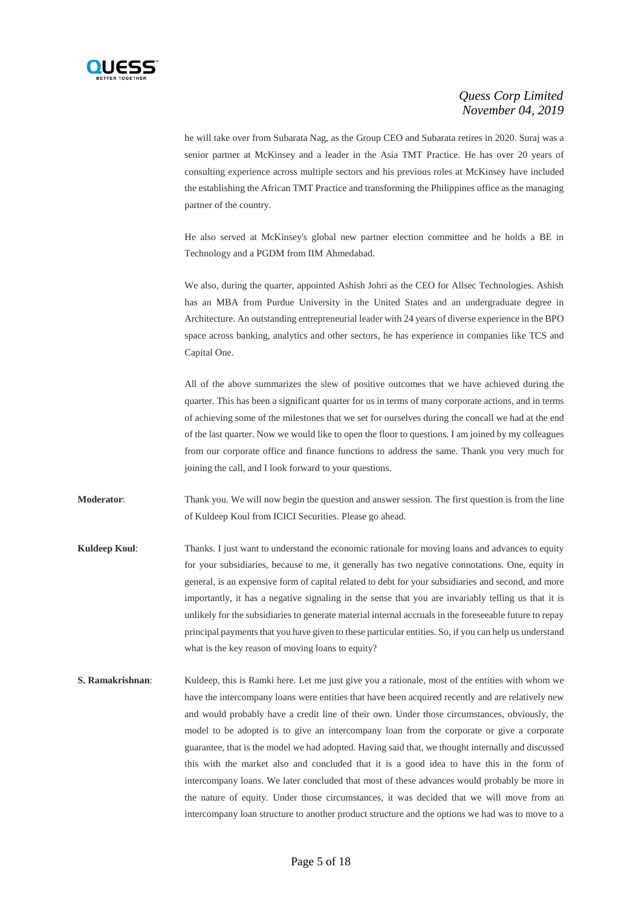he will take over from Subarata Nag, as the Group CEO and Subarata retires in 2020. Suraj was a senior partner at McKinsey and a leader in the Asia TMT Practice. He has over 20 years of consulting experience across multiple sectors and his previous roles at McKinsey have included the establishing the African TMT Practice and transforming the Philippines office as the managing partner of the country.

He also served at McKinsey's global new partner election committee and he holds a BE in Technology and a PGDM from IIM Ahmedabad.

We also, during the quarter, appointed Ashish Johri as the CEO for Allsec Technologies. Ashish has an MBA from Purdue University in the United States and an undergraduate degree in Architecture. An outstanding entrepreneurial leader with 24 years of diverse experience in the BPO space across banking, analytics and other sectors, he has experience in companies like TCS and Capital One.

All of the above summarizes the slew of positive outcomes that we have achieved during the quarter. This has been a significant quarter for us in terms of many corporate actions, and in terms of achieving some of the milestones that we set for ourselves during the concall we had at the end of the last quarter. Now we would like to open the floor to questions. I am joined by my colleagues from our corporate office and finance functions to address the same. Thank you very much for joining the call, and I look forward to your questions.

**Moderator**: Thank you. We will now begin the question and answer session. The first question is from the line of Kuldeep Koul from ICICI Securities. Please go ahead.

**Kuldeep Koul**: Thanks. I just want to understand the economic rationale for moving loans and advances to equity for your subsidiaries, because to me, it generally has two negative connotations. One, equity in general, is an expensive form of capital related to debt for your subsidiaries and second, and more importantly, it has a negative signaling in the sense that you are invariably telling us that it is unlikely for the subsidiaries to generate material internal accruals in the foreseeable future to repay principal payments that you have given to these particular entities. So, if you can help us understand what is the key reason of moving loans to equity?

**S. Ramakrishnan**: Kuldeep, this is Ramki here. Let me just give you a rationale, most of the entities with whom we have the intercompany loans were entities that have been acquired recently and are relatively new and would probably have a credit line of their own. Under those circumstances, obviously, the model to be adopted is to give an intercompany loan from the corporate or give a corporate guarantee, that is the model we had adopted. Having said that, we thought internally and discussed this with the market also and concluded that it is a good idea to have this in the form of intercompany loans. We later concluded that most of these advances would probably be more in the nature of equity. Under those circumstances, it was decided that we will move from an intercompany loan structure to another product structure and the options we had was to move to a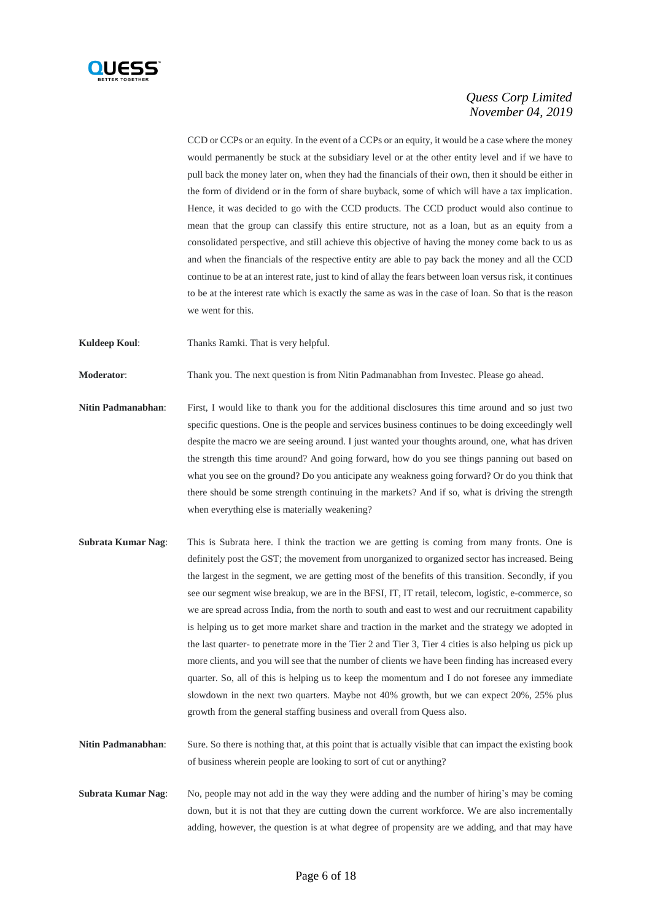CCD or CCPs or an equity. In the event of a CCPs or an equity, it would be a case where the money would permanently be stuck at the subsidiary level or at the other entity level and if we have to pull back the money later on, when they had the financials of their own, then it should be either in the form of dividend or in the form of share buyback, some of which will have a tax implication. Hence, it was decided to go with the CCD products. The CCD product would also continue to mean that the group can classify this entire structure, not as a loan, but as an equity from a consolidated perspective, and still achieve this objective of having the money come back to us as and when the financials of the respective entity are able to pay back the money and all the CCD continue to be at an interest rate, just to kind of allay the fears between loan versus risk, it continues to be at the interest rate which is exactly the same as was in the case of loan. So that is the reason we went for this.

**Kuldeep Koul**: Thanks Ramki. That is very helpful.

**Moderator**: Thank you. The next question is from Nitin Padmanabhan from Investec. Please go ahead.

**Nitin Padmanabhan**: First, I would like to thank you for the additional disclosures this time around and so just two specific questions. One is the people and services business continues to be doing exceedingly well despite the macro we are seeing around. I just wanted your thoughts around, one, what has driven the strength this time around? And going forward, how do you see things panning out based on what you see on the ground? Do you anticipate any weakness going forward? Or do you think that there should be some strength continuing in the markets? And if so, what is driving the strength when everything else is materially weakening?

**Subrata Kumar Nag**: This is Subrata here. I think the traction we are getting is coming from many fronts. One is definitely post the GST; the movement from unorganized to organized sector has increased. Being the largest in the segment, we are getting most of the benefits of this transition. Secondly, if you see our segment wise breakup, we are in the BFSI, IT, IT retail, telecom, logistic, e-commerce, so we are spread across India, from the north to south and east to west and our recruitment capability is helping us to get more market share and traction in the market and the strategy we adopted in the last quarter- to penetrate more in the Tier 2 and Tier 3, Tier 4 cities is also helping us pick up more clients, and you will see that the number of clients we have been finding has increased every quarter. So, all of this is helping us to keep the momentum and I do not foresee any immediate slowdown in the next two quarters. Maybe not 40% growth, but we can expect 20%, 25% plus growth from the general staffing business and overall from Quess also.

**Nitin Padmanabhan**: Sure. So there is nothing that, at this point that is actually visible that can impact the existing book of business wherein people are looking to sort of cut or anything?

**Subrata Kumar Nag**: No, people may not add in the way they were adding and the number of hiring's may be coming down, but it is not that they are cutting down the current workforce. We are also incrementally adding, however, the question is at what degree of propensity are we adding, and that may have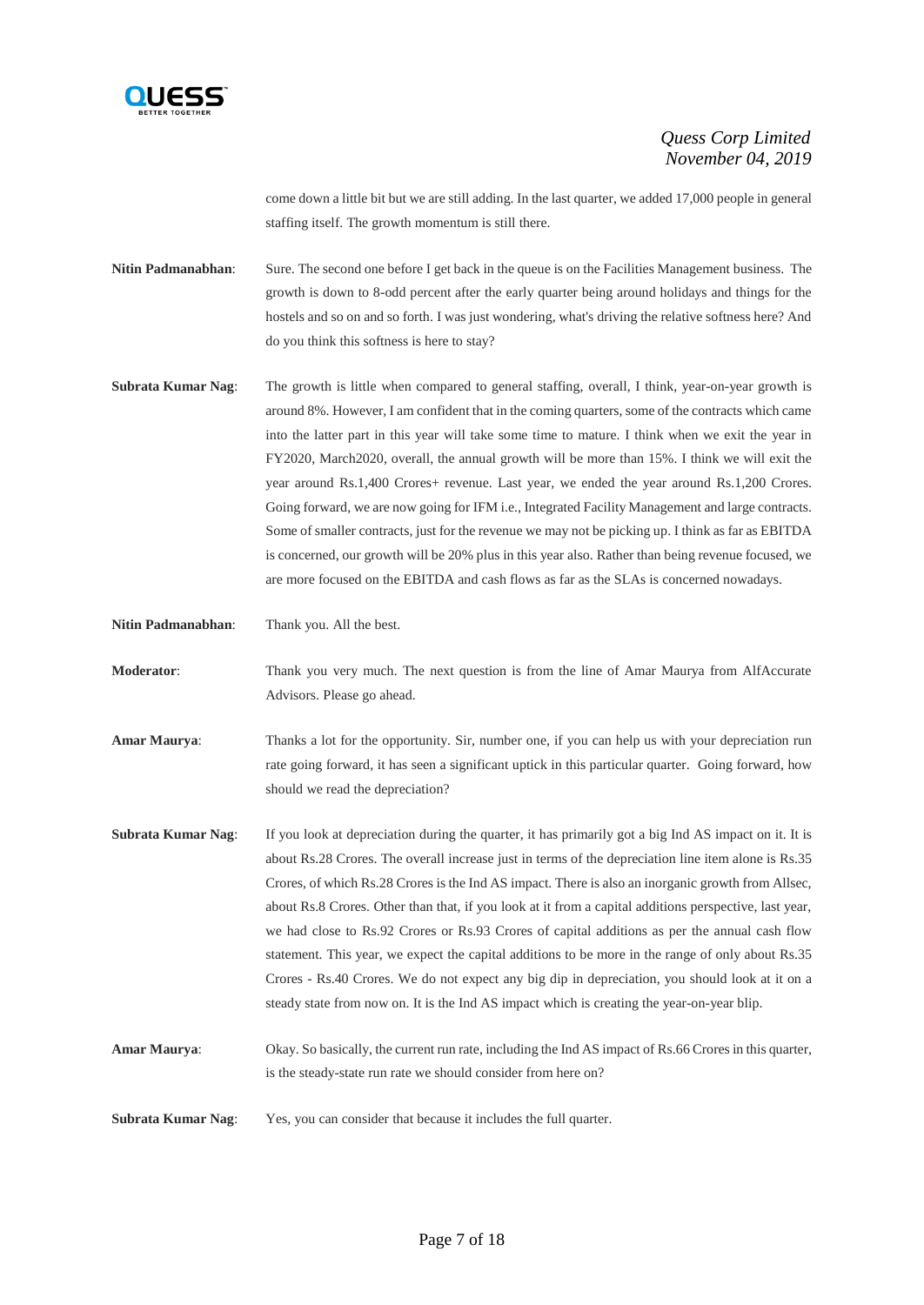come down a little bit but we are still adding. In the last quarter, we added 17,000 people in general staffing itself. The growth momentum is still there.

**Nitin Padmanabhan**: Sure. The second one before I get back in the queue is on the Facilities Management business. The growth is down to 8-odd percent after the early quarter being around holidays and things for the hostels and so on and so forth. I was just wondering, what's driving the relative softness here? And do you think this softness is here to stay?

**Subrata Kumar Nag**: The growth is little when compared to general staffing, overall, I think, year-on-year growth is around 8%. However, I am confident that in the coming quarters, some of the contracts which came into the latter part in this year will take some time to mature. I think when we exit the year in FY2020, March2020, overall, the annual growth will be more than 15%. I think we will exit the year around Rs.1,400 Crores+ revenue. Last year, we ended the year around Rs.1,200 Crores. Going forward, we are now going for IFM i.e., Integrated Facility Management and large contracts. Some of smaller contracts, just for the revenue we may not be picking up. I think as far as EBITDA is concerned, our growth will be 20% plus in this year also. Rather than being revenue focused, we are more focused on the EBITDA and cash flows as far as the SLAs is concerned nowadays.

**Nitin Padmanabhan**: Thank you. All the best.

**Moderator**: Thank you very much. The next question is from the line of Amar Maurya from AlfAccurate Advisors. Please go ahead.

**Amar Maurya**: Thanks a lot for the opportunity. Sir, number one, if you can help us with your depreciation run rate going forward, it has seen a significant uptick in this particular quarter. Going forward, how should we read the depreciation?

**Subrata Kumar Nag**: If you look at depreciation during the quarter, it has primarily got a big Ind AS impact on it. It is about Rs.28 Crores. The overall increase just in terms of the depreciation line item alone is Rs.35 Crores, of which Rs.28 Crores is the Ind AS impact. There is also an inorganic growth from Allsec, about Rs.8 Crores. Other than that, if you look at it from a capital additions perspective, last year, we had close to Rs.92 Crores or Rs.93 Crores of capital additions as per the annual cash flow statement. This year, we expect the capital additions to be more in the range of only about Rs.35 Crores - Rs.40 Crores. We do not expect any big dip in depreciation, you should look at it on a steady state from now on. It is the Ind AS impact which is creating the year-on-year blip.

**Amar Maurya**: Okay. So basically, the current run rate, including the Ind AS impact of Rs.66 Crores in this quarter, is the steady-state run rate we should consider from here on?

**Subrata Kumar Nag**: Yes, you can consider that because it includes the full quarter.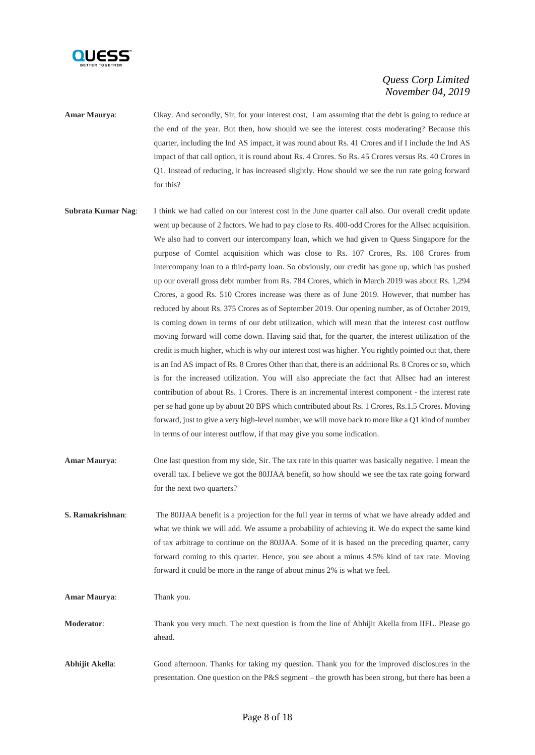**Amar Maurya**: Okay. And secondly, Sir, for your interest cost, I am assuming that the debt is going to reduce at the end of the year. But then, how should we see the interest costs moderating? Because this quarter, including the Ind AS impact, it was round about Rs. 41 Crores and if I include the Ind AS impact of that call option, it is round about Rs. 4 Crores. So Rs. 45 Crores versus Rs. 40 Crores in Q1. Instead of reducing, it has increased slightly. How should we see the run rate going forward for this?

**Subrata Kumar Nag**: I think we had called on our interest cost in the June quarter call also. Our overall credit update went up because of 2 factors. We had to pay close to Rs. 400-odd Crores for the Allsec acquisition. We also had to convert our intercompany loan, which we had given to Quess Singapore for the purpose of Comtel acquisition which was close to Rs. 107 Crores, Rs. 108 Crores from intercompany loan to a third-party loan. So obviously, our credit has gone up, which has pushed up our overall gross debt number from Rs. 784 Crores, which in March 2019 was about Rs. 1,294 Crores, a good Rs. 510 Crores increase was there as of June 2019. However, that number has reduced by about Rs. 375 Crores as of September 2019. Our opening number, as of October 2019, is coming down in terms of our debt utilization, which will mean that the interest cost outflow moving forward will come down. Having said that, for the quarter, the interest utilization of the credit is much higher, which is why our interest cost was higher. You rightly pointed out that, there is an Ind AS impact of Rs. 8 Crores Other than that, there is an additional Rs. 8 Crores or so, which is for the increased utilization. You will also appreciate the fact that Allsec had an interest contribution of about Rs. 1 Crores. There is an incremental interest component - the interest rate per se had gone up by about 20 BPS which contributed about Rs. 1 Crores, Rs.1.5 Crores. Moving forward, just to give a very high-level number, we will move back to more like a Q1 kind of number in terms of our interest outflow, if that may give you some indication.

**Amar Maurya**: One last question from my side, Sir. The tax rate in this quarter was basically negative. I mean the overall tax. I believe we got the 80JJAA benefit, so how should we see the tax rate going forward for the next two quarters?

**S. Ramakrishnan**: The 80JJAA benefit is a projection for the full year in terms of what we have already added and what we think we will add. We assume a probability of achieving it. We do expect the same kind of tax arbitrage to continue on the 80JJAA. Some of it is based on the preceding quarter, carry forward coming to this quarter. Hence, you see about a minus 4.5% kind of tax rate. Moving forward it could be more in the range of about minus 2% is what we feel.

**Amar Maurya**: Thank you.

**Moderator**: Thank you very much. The next question is from the line of Abhijit Akella from IIFL. Please go ahead.

**Abhijit Akella**: Good afternoon. Thanks for taking my question. Thank you for the improved disclosures in the presentation. One question on the P&S segment – the growth has been strong, but there has been a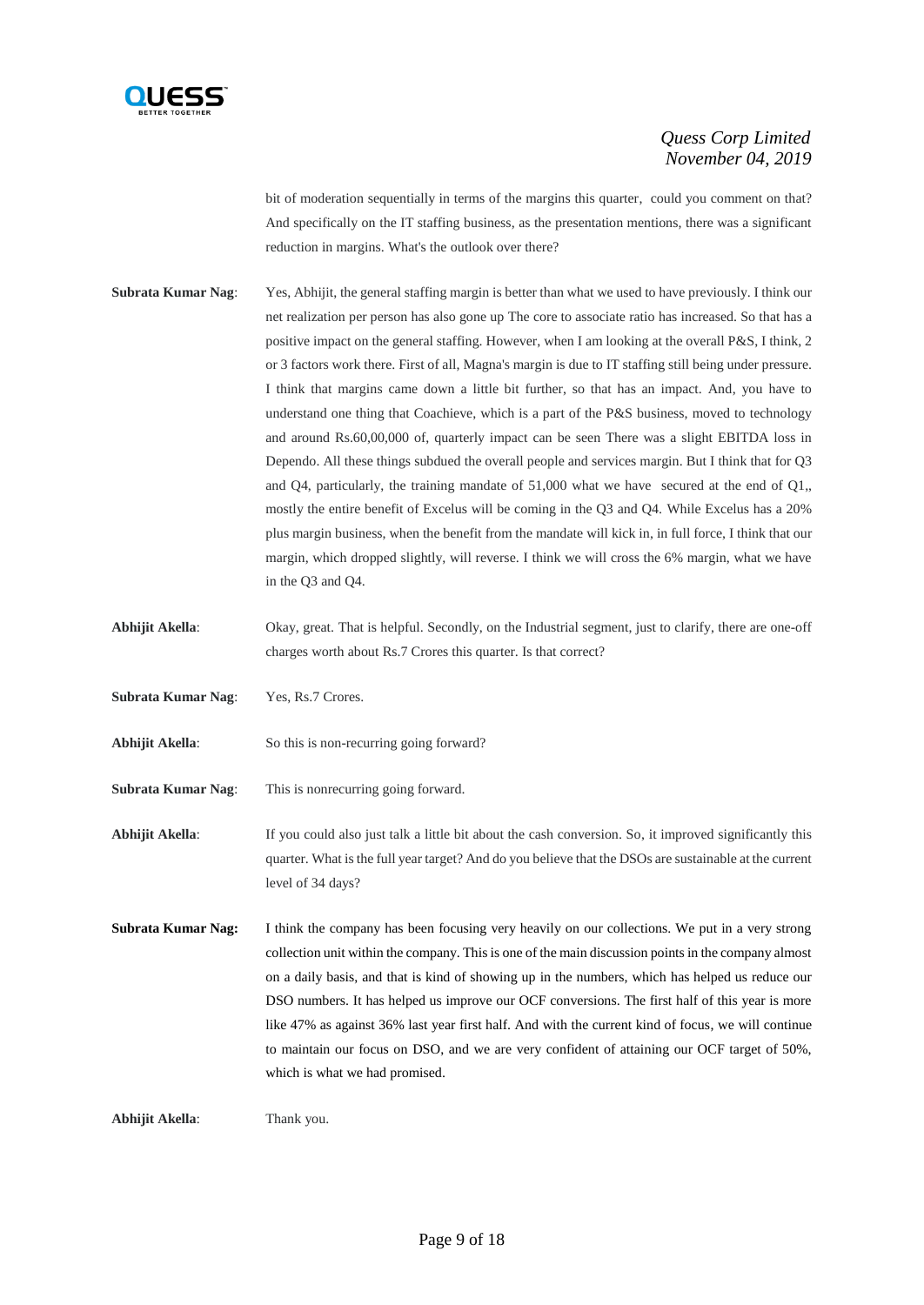bit of moderation sequentially in terms of the margins this quarter, could you comment on that? And specifically on the IT staffing business, as the presentation mentions, there was a significant reduction in margins. What's the outlook over there?

**Subrata Kumar Nag**: Yes, Abhijit, the general staffing margin is better than what we used to have previously. I think our net realization per person has also gone up The core to associate ratio has increased. So that has a positive impact on the general staffing. However, when I am looking at the overall P&S, I think, 2 or 3 factors work there. First of all, Magna's margin is due to IT staffing still being under pressure. I think that margins came down a little bit further, so that has an impact. And, you have to understand one thing that Coachieve, which is a part of the P&S business, moved to technology and around Rs.60,00,000 of, quarterly impact can be seen There was a slight EBITDA loss in Dependo. All these things subdued the overall people and services margin. But I think that for Q3 and Q4, particularly, the training mandate of 51,000 what we have secured at the end of Q1,, mostly the entire benefit of Excelus will be coming in the Q3 and Q4. While Excelus has a 20% plus margin business, when the benefit from the mandate will kick in, in full force, I think that our margin, which dropped slightly, will reverse. I think we will cross the 6% margin, what we have in the Q3 and Q4.

**Abhijit Akella**: Okay, great. That is helpful. Secondly, on the Industrial segment, just to clarify, there are one-off charges worth about Rs.7 Crores this quarter. Is that correct?

**Subrata Kumar Nag**: Yes, Rs.7 Crores.

**Abhijit Akella**: So this is non-recurring going forward?

**Subrata Kumar Nag**: This is nonrecurring going forward.

**Abhijit Akella**: If you could also just talk a little bit about the cash conversion. So, it improved significantly this quarter. What is the full year target? And do you believe that the DSOs are sustainable at the current level of 34 days?

**Subrata Kumar Nag:** I think the company has been focusing very heavily on our collections. We put in a very strong collection unit within the company. This is one of the main discussion points in the company almost on a daily basis, and that is kind of showing up in the numbers, which has helped us reduce our DSO numbers. It has helped us improve our OCF conversions. The first half of this year is more like 47% as against 36% last year first half. And with the current kind of focus, we will continue to maintain our focus on DSO, and we are very confident of attaining our OCF target of 50%, which is what we had promised.

**Abhijit Akella**: Thank you.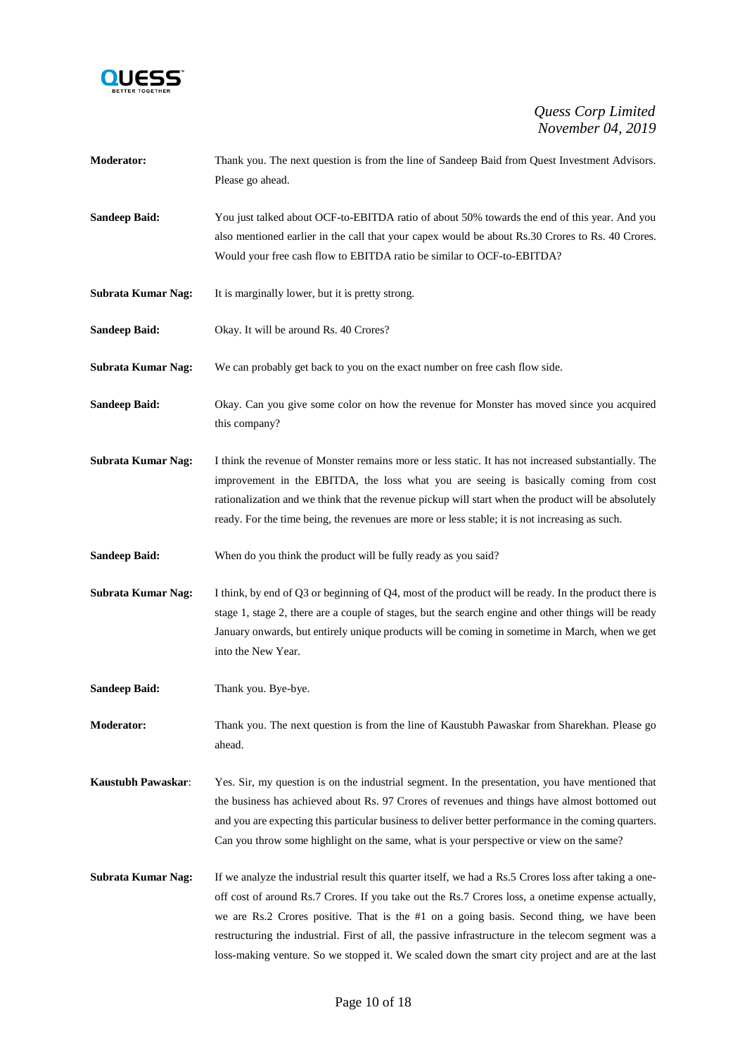**Moderator:** Thank you. The next question is from the line of Sandeep Baid from Quest Investment Advisors. Please go ahead.

**Sandeep Baid:** You just talked about OCF-to-EBITDA ratio of about 50% towards the end of this year. And you also mentioned earlier in the call that your capex would be about Rs.30 Crores to Rs. 40 Crores. Would your free cash flow to EBITDA ratio be similar to OCF-to-EBITDA?

**Subrata Kumar Nag:** It is marginally lower, but it is pretty strong.

**Sandeep Baid:** Okay. It will be around Rs. 40 Crores?

**Subrata Kumar Nag:** We can probably get back to you on the exact number on free cash flow side.

**Sandeep Baid:** Okay. Can you give some color on how the revenue for Monster has moved since you acquired this company?

**Subrata Kumar Nag:** I think the revenue of Monster remains more or less static. It has not increased substantially. The improvement in the EBITDA, the loss what you are seeing is basically coming from cost rationalization and we think that the revenue pickup will start when the product will be absolutely ready. For the time being, the revenues are more or less stable; it is not increasing as such.

**Sandeep Baid:** When do you think the product will be fully ready as you said?

**Subrata Kumar Nag:** I think, by end of Q3 or beginning of Q4, most of the product will be ready. In the product there is stage 1, stage 2, there are a couple of stages, but the search engine and other things will be ready January onwards, but entirely unique products will be coming in sometime in March, when we get into the New Year.

**Sandeep Baid:** Thank you. Bye-bye.

**Moderator:** Thank you. The next question is from the line of Kaustubh Pawaskar from Sharekhan. Please go ahead.

**Kaustubh Pawaskar**: Yes. Sir, my question is on the industrial segment. In the presentation, you have mentioned that the business has achieved about Rs. 97 Crores of revenues and things have almost bottomed out and you are expecting this particular business to deliver better performance in the coming quarters. Can you throw some highlight on the same, what is your perspective or view on the same?

**Subrata Kumar Nag:** If we analyze the industrial result this quarter itself, we had a Rs.5 Crores loss after taking a one-off cost of around Rs.7 Crores. If you take out the Rs.7 Crores loss, a onetime expense actually, we are Rs.2 Crores positive. That is the #1 on a going basis. Second thing, we have been restructuring the industrial. First of all, the passive infrastructure in the telecom segment was a loss-making venture. So we stopped it. We scaled down the smart city project and are at the last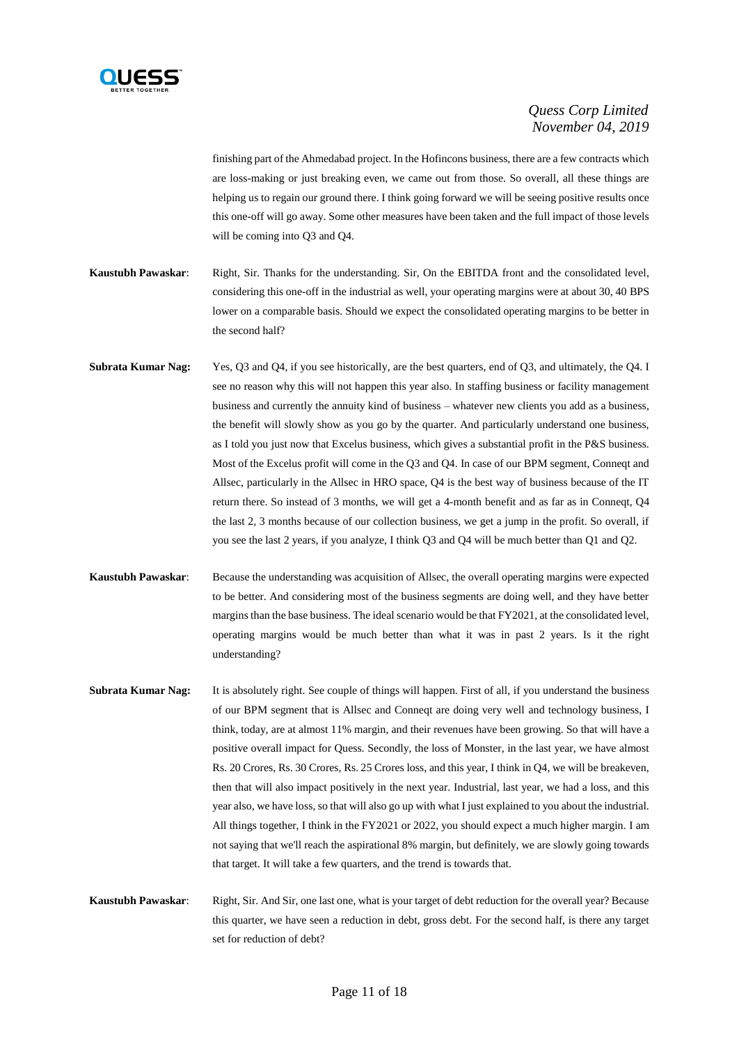finishing part of the Ahmedabad project. In the Hofincons business, there are a few contracts which are loss-making or just breaking even, we came out from those. So overall, all these things are helping us to regain our ground there. I think going forward we will be seeing positive results once this one-off will go away. Some other measures have been taken and the full impact of those levels will be coming into Q3 and Q4.

**Kaustubh Pawaskar**: Right, Sir. Thanks for the understanding. Sir, On the EBITDA front and the consolidated level, considering this one-off in the industrial as well, your operating margins were at about 30, 40 BPS lower on a comparable basis. Should we expect the consolidated operating margins to be better in the second half?

**Subrata Kumar Nag:** Yes, Q3 and Q4, if you see historically, are the best quarters, end of Q3, and ultimately, the Q4. I see no reason why this will not happen this year also. In staffing business or facility management business and currently the annuity kind of business – whatever new clients you add as a business, the benefit will slowly show as you go by the quarter. And particularly understand one business, as I told you just now that Excelus business, which gives a substantial profit in the P&S business. Most of the Excelus profit will come in the Q3 and Q4. In case of our BPM segment, Conneqt and Allsec, particularly in the Allsec in HRO space, Q4 is the best way of business because of the IT return there. So instead of 3 months, we will get a 4-month benefit and as far as in Conneqt, Q4 the last 2, 3 months because of our collection business, we get a jump in the profit. So overall, if you see the last 2 years, if you analyze, I think Q3 and Q4 will be much better than Q1 and Q2.

**Kaustubh Pawaskar**: Because the understanding was acquisition of Allsec, the overall operating margins were expected to be better. And considering most of the business segments are doing well, and they have better margins than the base business. The ideal scenario would be that FY2021, at the consolidated level, operating margins would be much better than what it was in past 2 years. Is it the right understanding?

**Subrata Kumar Nag:** It is absolutely right. See couple of things will happen. First of all, if you understand the business of our BPM segment that is Allsec and Conneqt are doing very well and technology business, I think, today, are at almost 11% margin, and their revenues have been growing. So that will have a positive overall impact for Quess. Secondly, the loss of Monster, in the last year, we have almost Rs. 20 Crores, Rs. 30 Crores, Rs. 25 Crores loss, and this year, I think in Q4, we will be breakeven, then that will also impact positively in the next year. Industrial, last year, we had a loss, and this year also, we have loss, so that will also go up with what I just explained to you about the industrial. All things together, I think in the FY2021 or 2022, you should expect a much higher margin. I am not saying that we'll reach the aspirational 8% margin, but definitely, we are slowly going towards that target. It will take a few quarters, and the trend is towards that.

**Kaustubh Pawaskar**: Right, Sir. And Sir, one last one, what is your target of debt reduction for the overall year? Because this quarter, we have seen a reduction in debt, gross debt. For the second half, is there any target set for reduction of debt?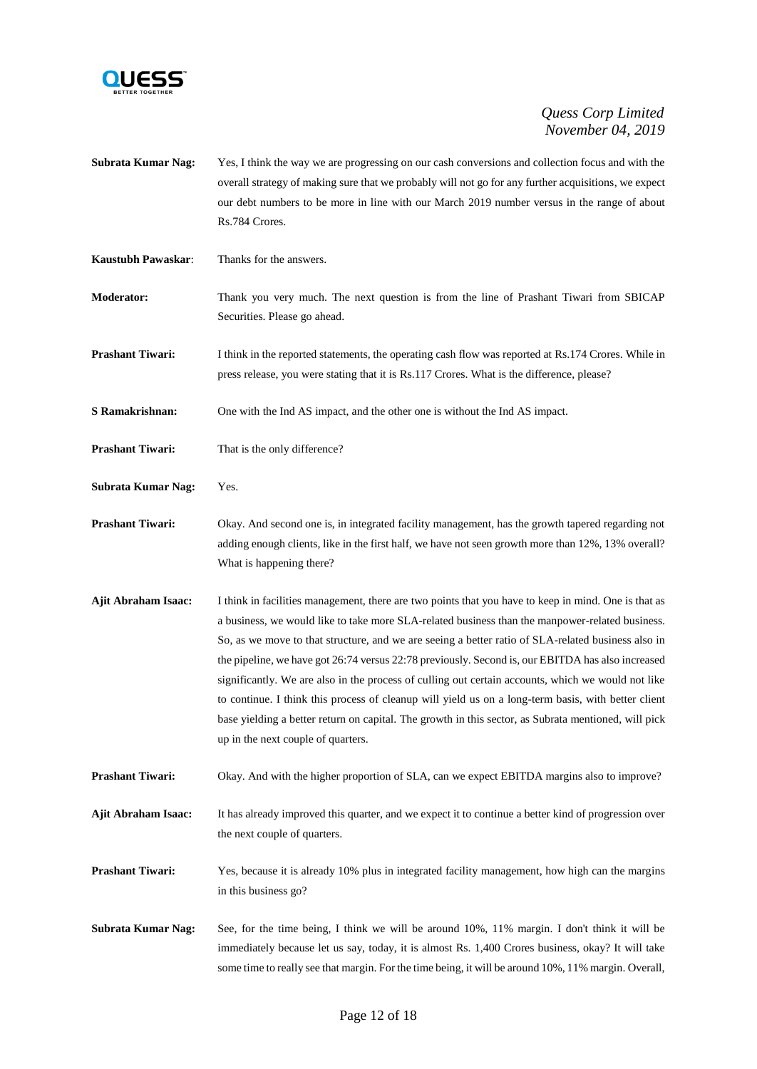**Subrata Kumar Nag:** Yes, I think the way we are progressing on our cash conversions and collection focus and with the overall strategy of making sure that we probably will not go for any further acquisitions, we expect our debt numbers to be more in line with our March 2019 number versus in the range of about Rs.784 Crores.

**Kaustubh Pawaskar**: Thanks for the answers.

**Moderator:** Thank you very much. The next question is from the line of Prashant Tiwari from SBICAP Securities. Please go ahead.

**Prashant Tiwari:** I think in the reported statements, the operating cash flow was reported at Rs.174 Crores. While in press release, you were stating that it is Rs.117 Crores. What is the difference, please?

**S Ramakrishnan:** One with the Ind AS impact, and the other one is without the Ind AS impact.

**Prashant Tiwari:** That is the only difference?

**Subrata Kumar Nag:** Yes.

**Prashant Tiwari:** Okay. And second one is, in integrated facility management, has the growth tapered regarding not adding enough clients, like in the first half, we have not seen growth more than 12%, 13% overall? What is happening there?

**Ajit Abraham Isaac:** I think in facilities management, there are two points that you have to keep in mind. One is that as a business, we would like to take more SLA-related business than the manpower-related business. So, as we move to that structure, and we are seeing a better ratio of SLA-related business also in the pipeline, we have got 26:74 versus 22:78 previously. Second is, our EBITDA has also increased significantly. We are also in the process of culling out certain accounts, which we would not like to continue. I think this process of cleanup will yield us on a long-term basis, with better client base yielding a better return on capital. The growth in this sector, as Subrata mentioned, will pick up in the next couple of quarters.

**Prashant Tiwari:** Okay. And with the higher proportion of SLA, can we expect EBITDA margins also to improve?

**Ajit Abraham Isaac:** It has already improved this quarter, and we expect it to continue a better kind of progression over the next couple of quarters.

**Prashant Tiwari:** Yes, because it is already 10% plus in integrated facility management, how high can the margins in this business go?

**Subrata Kumar Nag:** See, for the time being, I think we will be around 10%, 11% margin. I don't think it will be immediately because let us say, today, it is almost Rs. 1,400 Crores business, okay? It will take some time to really see that margin. For the time being, it will be around 10%, 11% margin. Overall,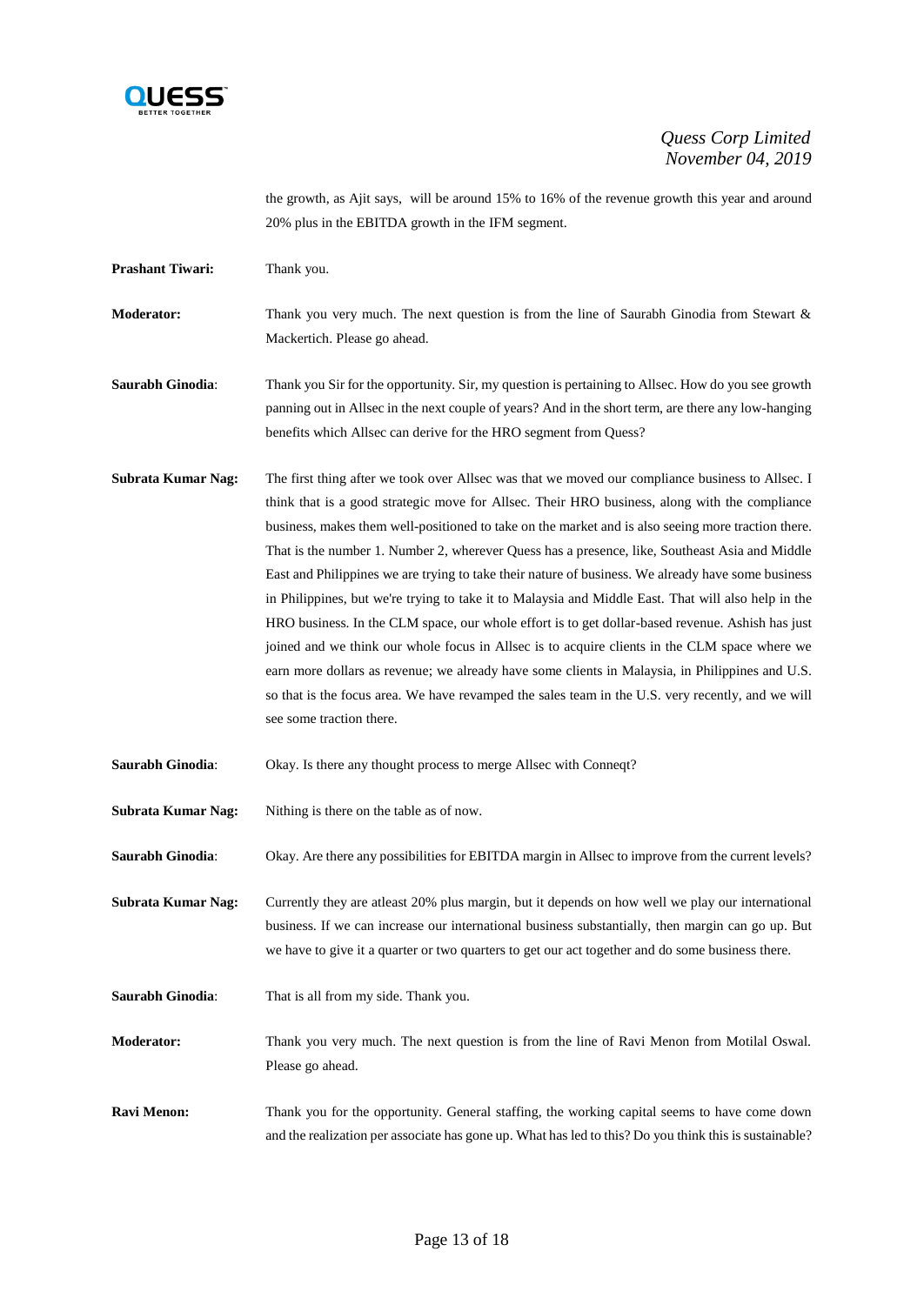the growth, as Ajit says, will be around 15% to 16% of the revenue growth this year and around 20% plus in the EBITDA growth in the IFM segment.

**Prashant Tiwari:** Thank you.

**Moderator:** Thank you very much. The next question is from the line of Saurabh Ginodia from Stewart & Mackertich. Please go ahead.

**Saurabh Ginodia**: Thank you Sir for the opportunity. Sir, my question is pertaining to Allsec. How do you see growth panning out in Allsec in the next couple of years? And in the short term, are there any low-hanging benefits which Allsec can derive for the HRO segment from Quess?

**Subrata Kumar Nag:** The first thing after we took over Allsec was that we moved our compliance business to Allsec. I think that is a good strategic move for Allsec. Their HRO business, along with the compliance business, makes them well-positioned to take on the market and is also seeing more traction there. That is the number 1. Number 2, wherever Quess has a presence, like, Southeast Asia and Middle East and Philippines we are trying to take their nature of business. We already have some business in Philippines, but we're trying to take it to Malaysia and Middle East. That will also help in the HRO business. In the CLM space, our whole effort is to get dollar-based revenue. Ashish has just joined and we think our whole focus in Allsec is to acquire clients in the CLM space where we earn more dollars as revenue; we already have some clients in Malaysia, in Philippines and U.S. so that is the focus area. We have revamped the sales team in the U.S. very recently, and we will see some traction there.

**Saurabh Ginodia**: Okay. Is there any thought process to merge Allsec with Conneqt?

**Subrata Kumar Nag:** Nithing is there on the table as of now.

**Saurabh Ginodia**: Okay. Are there any possibilities for EBITDA margin in Allsec to improve from the current levels?

**Subrata Kumar Nag:** Currently they are atleast 20% plus margin, but it depends on how well we play our international business. If we can increase our international business substantially, then margin can go up. But we have to give it a quarter or two quarters to get our act together and do some business there.

**Saurabh Ginodia**: That is all from my side. Thank you.

**Moderator:** Thank you very much. The next question is from the line of Ravi Menon from Motilal Oswal. Please go ahead.

**Ravi Menon:** Thank you for the opportunity. General staffing, the working capital seems to have come down and the realization per associate has gone up. What has led to this? Do you think this is sustainable?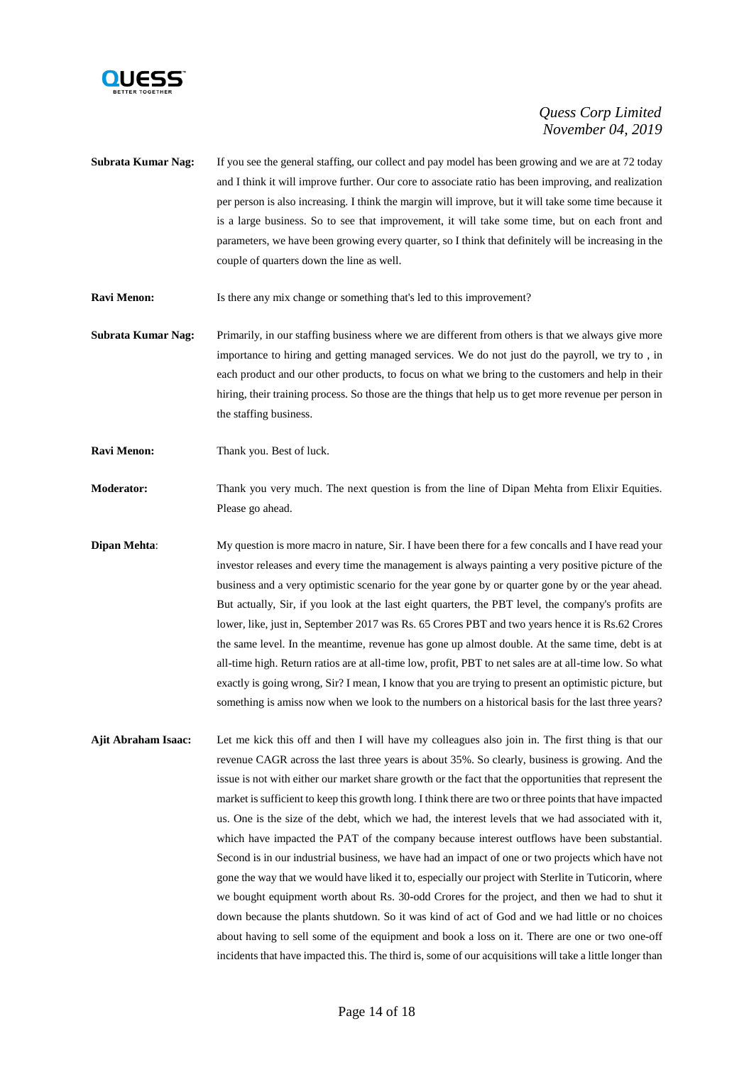**Subrata Kumar Nag:** If you see the general staffing, our collect and pay model has been growing and we are at 72 today and I think it will improve further. Our core to associate ratio has been improving, and realization per person is also increasing. I think the margin will improve, but it will take some time because it is a large business. So to see that improvement, it will take some time, but on each front and parameters, we have been growing every quarter, so I think that definitely will be increasing in the couple of quarters down the line as well.

**Ravi Menon:** Is there any mix change or something that's led to this improvement?

**Subrata Kumar Nag:** Primarily, in our staffing business where we are different from others is that we always give more importance to hiring and getting managed services. We do not just do the payroll, we try to , in each product and our other products, to focus on what we bring to the customers and help in their hiring, their training process. So those are the things that help us to get more revenue per person in the staffing business.

**Ravi Menon:** Thank you. Best of luck.

**Moderator:** Thank you very much. The next question is from the line of Dipan Mehta from Elixir Equities. Please go ahead.

**Dipan Mehta**: My question is more macro in nature, Sir. I have been there for a few concalls and I have read your investor releases and every time the management is always painting a very positive picture of the business and a very optimistic scenario for the year gone by or quarter gone by or the year ahead. But actually, Sir, if you look at the last eight quarters, the PBT level, the company's profits are lower, like, just in, September 2017 was Rs. 65 Crores PBT and two years hence it is Rs.62 Crores the same level. In the meantime, revenue has gone up almost double. At the same time, debt is at all-time high. Return ratios are at all-time low, profit, PBT to net sales are at all-time low. So what exactly is going wrong, Sir? I mean, I know that you are trying to present an optimistic picture, but something is amiss now when we look to the numbers on a historical basis for the last three years?

**Ajit Abraham Isaac:** Let me kick this off and then I will have my colleagues also join in. The first thing is that our revenue CAGR across the last three years is about 35%. So clearly, business is growing. And the issue is not with either our market share growth or the fact that the opportunities that represent the market is sufficient to keep this growth long. I think there are two or three points that have impacted us. One is the size of the debt, which we had, the interest levels that we had associated with it, which have impacted the PAT of the company because interest outflows have been substantial. Second is in our industrial business, we have had an impact of one or two projects which have not gone the way that we would have liked it to, especially our project with Sterlite in Tuticorin, where we bought equipment worth about Rs. 30-odd Crores for the project, and then we had to shut it down because the plants shutdown. So it was kind of act of God and we had little or no choices about having to sell some of the equipment and book a loss on it. There are one or two one-off incidents that have impacted this. The third is, some of our acquisitions will take a little longer than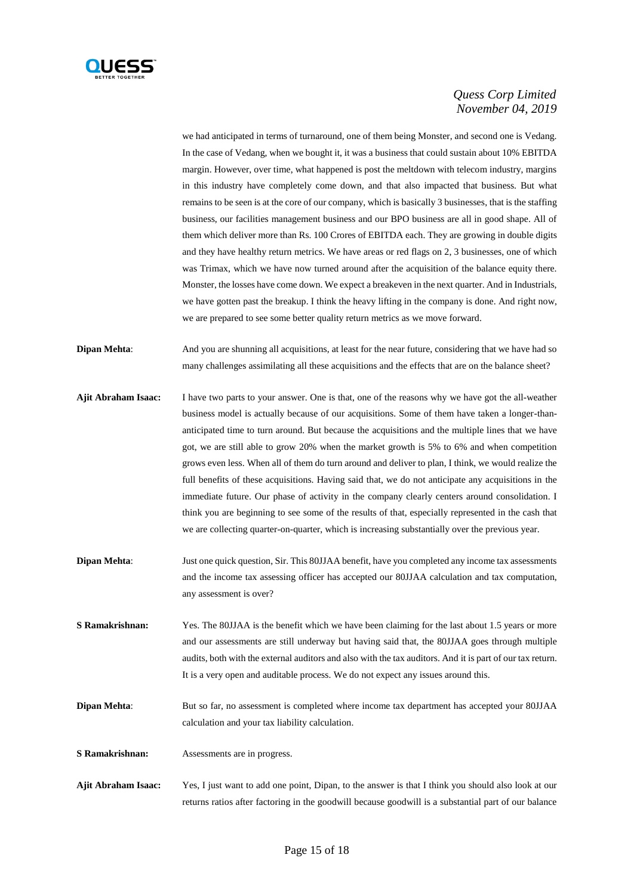we had anticipated in terms of turnaround, one of them being Monster, and second one is Vedang. In the case of Vedang, when we bought it, it was a business that could sustain about 10% EBITDA margin. However, over time, what happened is post the meltdown with telecom industry, margins in this industry have completely come down, and that also impacted that business. But what remains to be seen is at the core of our company, which is basically 3 businesses, that is the staffing business, our facilities management business and our BPO business are all in good shape. All of them which deliver more than Rs. 100 Crores of EBITDA each. They are growing in double digits and they have healthy return metrics. We have areas or red flags on 2, 3 businesses, one of which was Trimax, which we have now turned around after the acquisition of the balance equity there. Monster, the losses have come down. We expect a breakeven in the next quarter. And in Industrials, we have gotten past the breakup. I think the heavy lifting in the company is done. And right now, we are prepared to see some better quality return metrics as we move forward.

**Dipan Mehta**: And you are shunning all acquisitions, at least for the near future, considering that we have had so many challenges assimilating all these acquisitions and the effects that are on the balance sheet?

**Ajit Abraham Isaac:** I have two parts to your answer. One is that, one of the reasons why we have got the all-weather business model is actually because of our acquisitions. Some of them have taken a longer-than-anticipated time to turn around. But because the acquisitions and the multiple lines that we have got, we are still able to grow 20% when the market growth is 5% to 6% and when competition grows even less. When all of them do turn around and deliver to plan, I think, we would realize the full benefits of these acquisitions. Having said that, we do not anticipate any acquisitions in the immediate future. Our phase of activity in the company clearly centers around consolidation. I think you are beginning to see some of the results of that, especially represented in the cash that we are collecting quarter-on-quarter, which is increasing substantially over the previous year.

**Dipan Mehta**: Just one quick question, Sir. This 80JJAA benefit, have you completed any income tax assessments and the income tax assessing officer has accepted our 80JJAA calculation and tax computation, any assessment is over?

**S Ramakrishnan:** Yes. The 80JJAA is the benefit which we have been claiming for the last about 1.5 years or more and our assessments are still underway but having said that, the 80JJAA goes through multiple audits, both with the external auditors and also with the tax auditors. And it is part of our tax return. It is a very open and auditable process. We do not expect any issues around this.

**Dipan Mehta**: But so far, no assessment is completed where income tax department has accepted your 80JJAA calculation and your tax liability calculation.

**S Ramakrishnan:** Assessments are in progress.

**Ajit Abraham Isaac:** Yes, I just want to add one point, Dipan, to the answer is that I think you should also look at our returns ratios after factoring in the goodwill because goodwill is a substantial part of our balance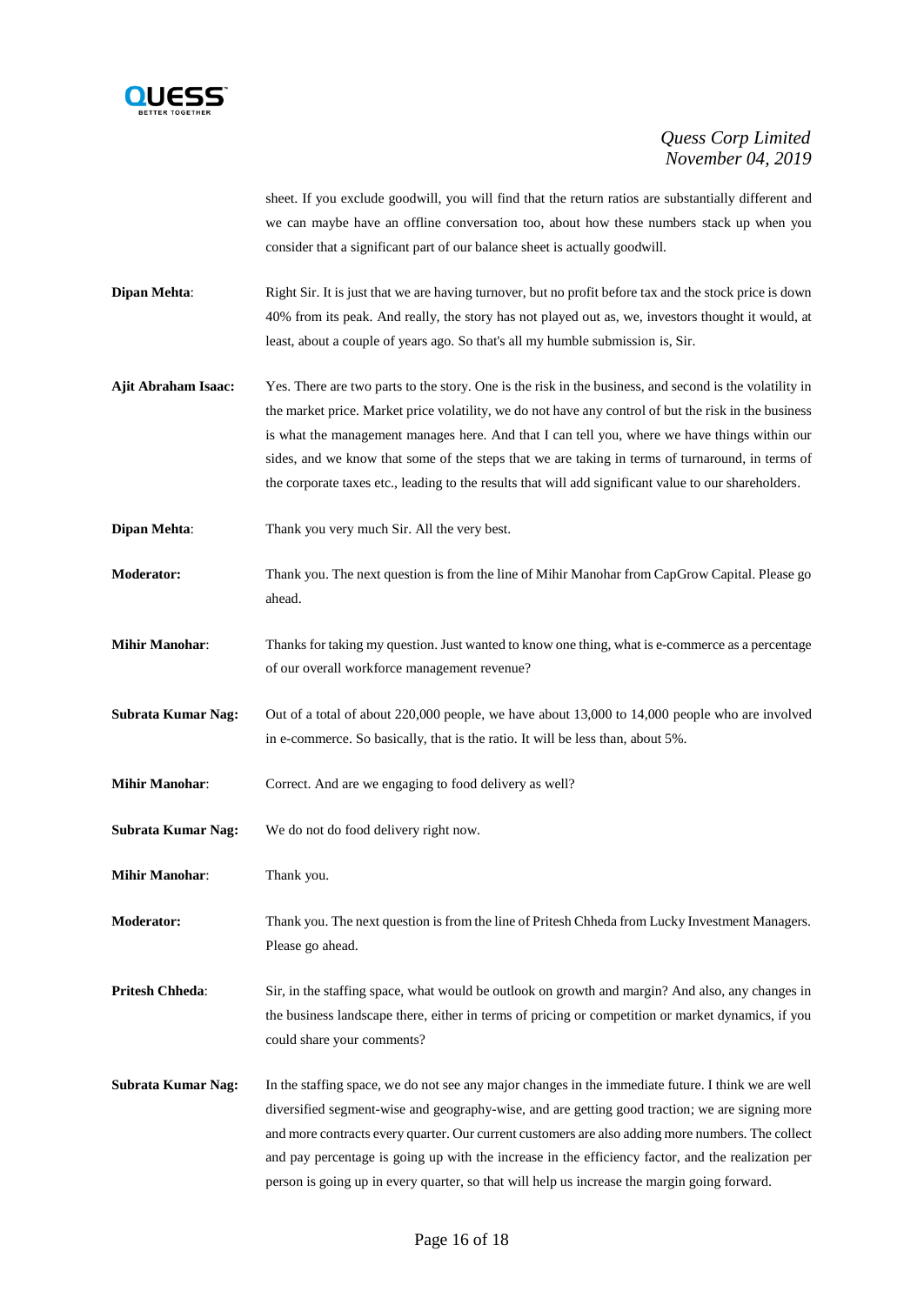sheet. If you exclude goodwill, you will find that the return ratios are substantially different and we can maybe have an offline conversation too, about how these numbers stack up when you consider that a significant part of our balance sheet is actually goodwill.

**Dipan Mehta**: Right Sir. It is just that we are having turnover, but no profit before tax and the stock price is down 40% from its peak. And really, the story has not played out as, we, investors thought it would, at least, about a couple of years ago. So that's all my humble submission is, Sir.

**Ajit Abraham Isaac:** Yes. There are two parts to the story. One is the risk in the business, and second is the volatility in the market price. Market price volatility, we do not have any control of but the risk in the business is what the management manages here. And that I can tell you, where we have things within our sides, and we know that some of the steps that we are taking in terms of turnaround, in terms of the corporate taxes etc., leading to the results that will add significant value to our shareholders.

**Dipan Mehta**: Thank you very much Sir. All the very best.

**Moderator:** Thank you. The next question is from the line of Mihir Manohar from CapGrow Capital. Please go ahead.

**Mihir Manohar**: Thanks for taking my question. Just wanted to know one thing, what is e-commerce as a percentage of our overall workforce management revenue?

**Subrata Kumar Nag:** Out of a total of about 220,000 people, we have about 13,000 to 14,000 people who are involved in e-commerce. So basically, that is the ratio. It will be less than, about 5%.

**Mihir Manohar**: Correct. And are we engaging to food delivery as well?

**Subrata Kumar Nag:** We do not do food delivery right now.

**Mihir Manohar**: Thank you.

**Moderator:** Thank you. The next question is from the line of Pritesh Chheda from Lucky Investment Managers. Please go ahead.

**Pritesh Chheda**: Sir, in the staffing space, what would be outlook on growth and margin? And also, any changes in the business landscape there, either in terms of pricing or competition or market dynamics, if you could share your comments?

**Subrata Kumar Nag:** In the staffing space, we do not see any major changes in the immediate future. I think we are well diversified segment-wise and geography-wise, and are getting good traction; we are signing more and more contracts every quarter. Our current customers are also adding more numbers. The collect and pay percentage is going up with the increase in the efficiency factor, and the realization per person is going up in every quarter, so that will help us increase the margin going forward.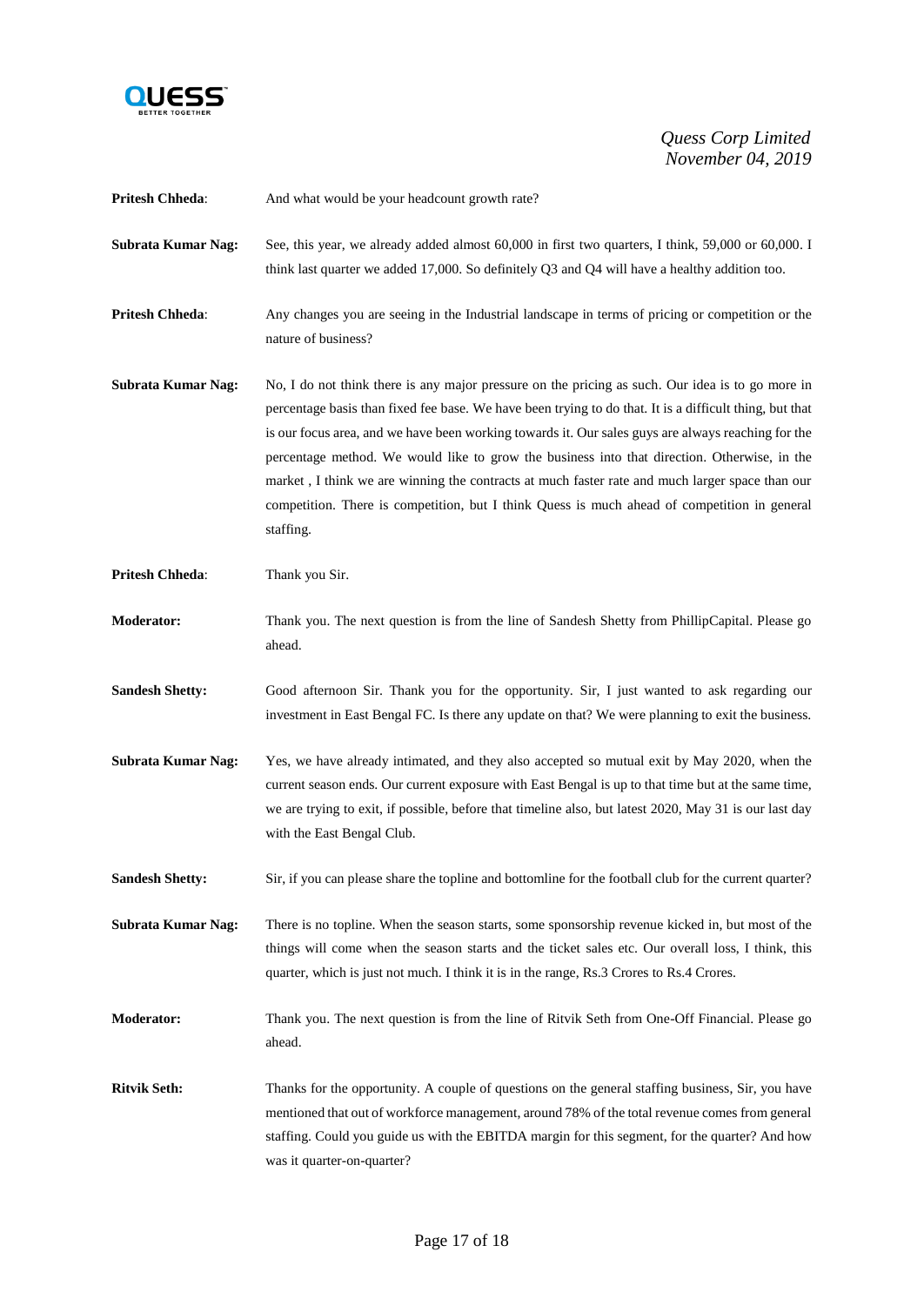**Pritesh Chheda**: And what would be your headcount growth rate?

**Subrata Kumar Nag:** See, this year, we already added almost 60,000 in first two quarters, I think, 59,000 or 60,000. I think last quarter we added 17,000. So definitely Q3 and Q4 will have a healthy addition too.

**Pritesh Chheda**: Any changes you are seeing in the Industrial landscape in terms of pricing or competition or the nature of business?

**Subrata Kumar Nag:** No, I do not think there is any major pressure on the pricing as such. Our idea is to go more in percentage basis than fixed fee base. We have been trying to do that. It is a difficult thing, but that is our focus area, and we have been working towards it. Our sales guys are always reaching for the percentage method. We would like to grow the business into that direction. Otherwise, in the market , I think we are winning the contracts at much faster rate and much larger space than our competition. There is competition, but I think Quess is much ahead of competition in general staffing.

**Pritesh Chheda**: Thank you Sir.

**Moderator:** Thank you. The next question is from the line of Sandesh Shetty from PhillipCapital. Please go ahead.

**Sandesh Shetty:** Good afternoon Sir. Thank you for the opportunity. Sir, I just wanted to ask regarding our investment in East Bengal FC. Is there any update on that? We were planning to exit the business.

**Subrata Kumar Nag:** Yes, we have already intimated, and they also accepted so mutual exit by May 2020, when the current season ends. Our current exposure with East Bengal is up to that time but at the same time, we are trying to exit, if possible, before that timeline also, but latest 2020, May 31 is our last day with the East Bengal Club.

**Sandesh Shetty:** Sir, if you can please share the topline and bottomline for the football club for the current quarter?

**Subrata Kumar Nag:** There is no topline. When the season starts, some sponsorship revenue kicked in, but most of the things will come when the season starts and the ticket sales etc. Our overall loss, I think, this quarter, which is just not much. I think it is in the range, Rs.3 Crores to Rs.4 Crores.

**Moderator:** Thank you. The next question is from the line of Ritvik Seth from One-Off Financial. Please go ahead.

**Ritvik Seth:** Thanks for the opportunity. A couple of questions on the general staffing business, Sir, you have mentioned that out of workforce management, around 78% of the total revenue comes from general staffing. Could you guide us with the EBITDA margin for this segment, for the quarter? And how was it quarter-on-quarter?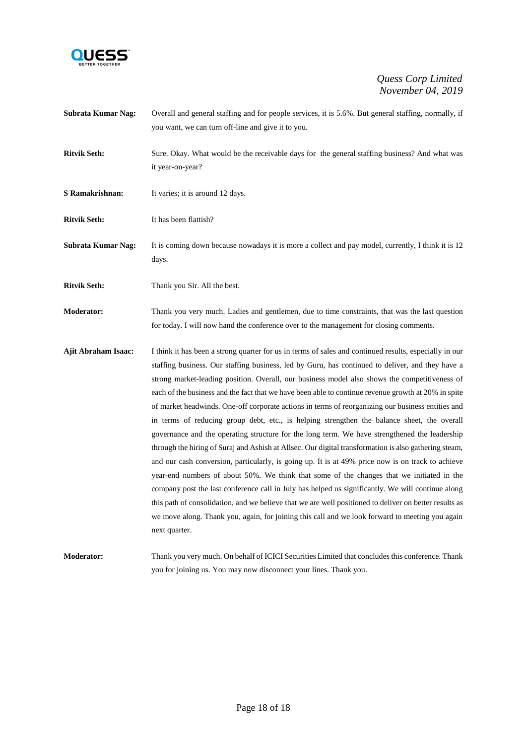**Subrata Kumar Nag:** Overall and general staffing and for people services, it is 5.6%. But general staffing, normally, if you want, we can turn off-line and give it to you.

**Ritvik Seth:** Sure. Okay. What would be the receivable days for the general staffing business? And what was it year-on-year?

**S Ramakrishnan:** It varies; it is around 12 days.

**Ritvik Seth:** It has been flattish?

**Subrata Kumar Nag:** It is coming down because nowadays it is more a collect and pay model, currently, I think it is 12 days.

**Ritvik Seth:** Thank you Sir. All the best.

**Moderator:** Thank you very much. Ladies and gentlemen, due to time constraints, that was the last question for today. I will now hand the conference over to the management for closing comments.

**Ajit Abraham Isaac:** I think it has been a strong quarter for us in terms of sales and continued results, especially in our staffing business. Our staffing business, led by Guru, has continued to deliver, and they have a strong market-leading position. Overall, our business model also shows the competitiveness of each of the business and the fact that we have been able to continue revenue growth at 20% in spite of market headwinds. One-off corporate actions in terms of reorganizing our business entities and in terms of reducing group debt, etc., is helping strengthen the balance sheet, the overall governance and the operating structure for the long term. We have strengthened the leadership through the hiring of Suraj and Ashish at Allsec. Our digital transformation is also gathering steam, and our cash conversion, particularly, is going up. It is at 49% price now is on track to achieve year-end numbers of about 50%. We think that some of the changes that we initiated in the company post the last conference call in July has helped us significantly. We will continue along this path of consolidation, and we believe that we are well positioned to deliver on better results as we move along. Thank you, again, for joining this call and we look forward to meeting you again next quarter.

**Moderator:** Thank you very much. On behalf of ICICI Securities Limited that concludes this conference. Thank you for joining us. You may now disconnect your lines. Thank you.